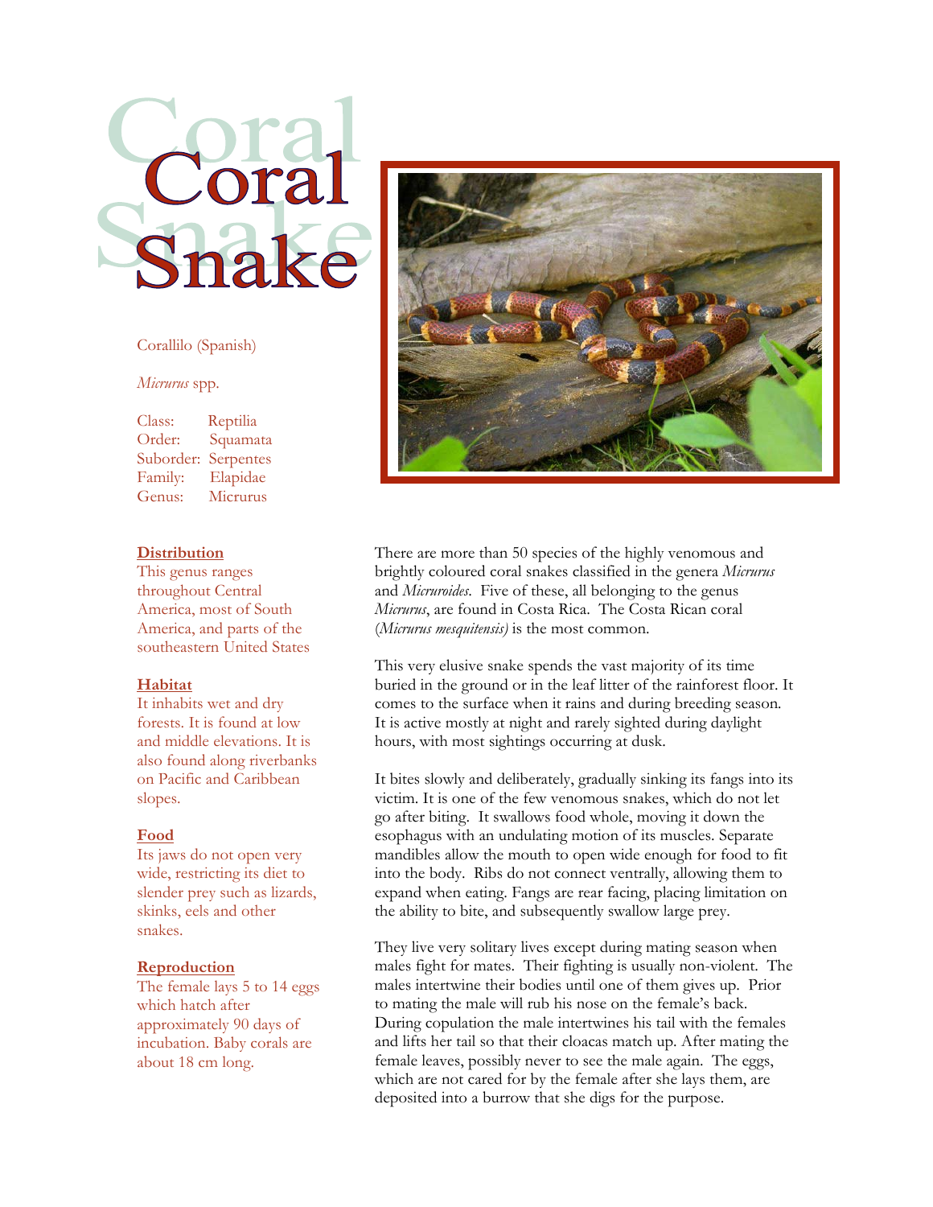# Coral Snake

Corallilo (Spanish)

*Micrurus* spp.

Class: Reptilia
Order: Squamata
Suborder: Serpentes
Family: Elapidae
Genus: Micrurus

## Distribution

This genus ranges throughout Central America, most of South America, and parts of the southeastern United States

## Habitat

It inhabits wet and dry forests. It is found at low and middle elevations. It is also found along riverbanks on Pacific and Caribbean slopes.

## Food

Its jaws do not open very wide, restricting its diet to slender prey such as lizards, skinks, eels and other snakes.

## Reproduction

The female lays 5 to 14 eggs which hatch after approximately 90 days of incubation. Baby corals are about 18 cm long.

There are more than 50 species of the highly venomous and brightly coloured coral snakes classified in the genera *Micrurus* and *Micruroides*. Five of these, all belonging to the genus *Micrurus*, are found in Costa Rica. The Costa Rican coral (*Micrurus mesquitensis)* is the most common.

This very elusive snake spends the vast majority of its time buried in the ground or in the leaf litter of the rainforest floor. It comes to the surface when it rains and during breeding season. It is active mostly at night and rarely sighted during daylight hours, with most sightings occurring at dusk.

It bites slowly and deliberately, gradually sinking its fangs into its victim. It is one of the few venomous snakes, which do not let go after biting. It swallows food whole, moving it down the esophagus with an undulating motion of its muscles. Separate mandibles allow the mouth to open wide enough for food to fit into the body. Ribs do not connect ventrally, allowing them to expand when eating. Fangs are rear facing, placing limitation on the ability to bite, and subsequently swallow large prey.

They live very solitary lives except during mating season when males fight for mates. Their fighting is usually non-violent. The males intertwine their bodies until one of them gives up. Prior to mating the male will rub his nose on the female's back. During copulation the male intertwines his tail with the females and lifts her tail so that their cloacas match up. After mating the female leaves, possibly never to see the male again. The eggs, which are not cared for by the female after she lays them, are deposited into a burrow that she digs for the purpose.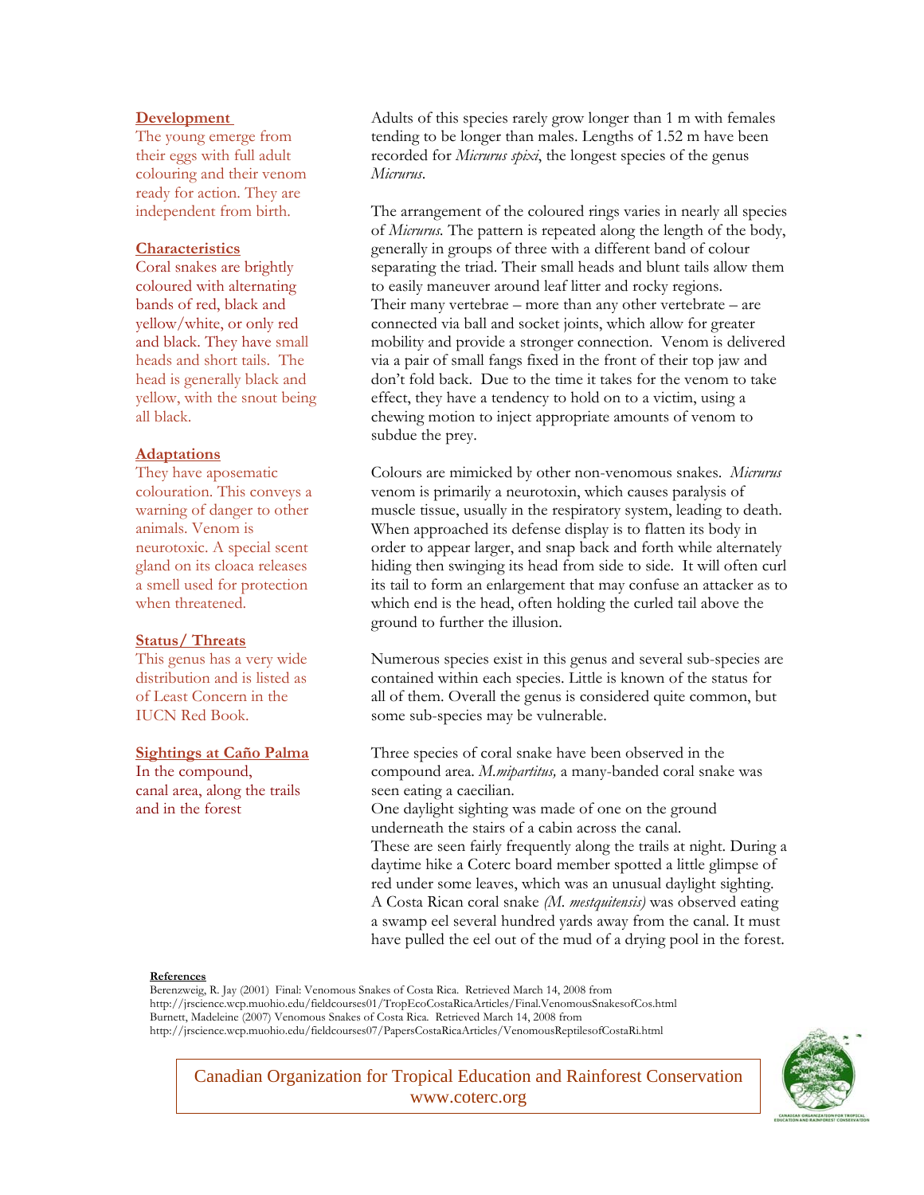## Development

The young emerge from their eggs with full adult colouring and their venom ready for action. They are independent from birth.

## Characteristics

Coral snakes are brightly coloured with alternating bands of red, black and yellow/white, or only red and black. They have small heads and short tails. The head is generally black and yellow, with the snout being all black.

## Adaptations

They have aposematic colouration. This conveys a warning of danger to other animals. Venom is neurotoxic. A special scent gland on its cloaca releases a smell used for protection when threatened.

## Status/ Threats

This genus has a very wide distribution and is listed as of Least Concern in the IUCN Red Book.

## Sightings at Caño Palma

In the compound, canal area, along the trails and in the forest

Adults of this species rarely grow longer than 1 m with females tending to be longer than males. Lengths of 1.52 m have been recorded for *Micrurus spixi*, the longest species of the genus *Micrurus*.

The arrangement of the coloured rings varies in nearly all species of *Micrurus*. The pattern is repeated along the length of the body, generally in groups of three with a different band of colour separating the triad. Their small heads and blunt tails allow them to easily maneuver around leaf litter and rocky regions. Their many vertebrae – more than any other vertebrate – are connected via ball and socket joints, which allow for greater mobility and provide a stronger connection. Venom is delivered via a pair of small fangs fixed in the front of their top jaw and don't fold back. Due to the time it takes for the venom to take effect, they have a tendency to hold on to a victim, using a chewing motion to inject appropriate amounts of venom to subdue the prey.

Colours are mimicked by other non-venomous snakes. *Micrurus* venom is primarily a neurotoxin, which causes paralysis of muscle tissue, usually in the respiratory system, leading to death. When approached its defense display is to flatten its body in order to appear larger, and snap back and forth while alternately hiding then swinging its head from side to side. It will often curl its tail to form an enlargement that may confuse an attacker as to which end is the head, often holding the curled tail above the ground to further the illusion.

Numerous species exist in this genus and several sub-species are contained within each species. Little is known of the status for all of them. Overall the genus is considered quite common, but some sub-species may be vulnerable.

Three species of coral snake have been observed in the compound area. *M.mipartitus,* a many-banded coral snake was seen eating a caecilian.
One daylight sighting was made of one on the ground underneath the stairs of a cabin across the canal.
These are seen fairly frequently along the trails at night. During a daytime hike a Coterc board member spotted a little glimpse of red under some leaves, which was an unusual daylight sighting.
A Costa Rican coral snake *(M. mestquitensis)* was observed eating a swamp eel several hundred yards away from the canal. It must have pulled the eel out of the mud of a drying pool in the forest.

**References**

Berenzweig, R. Jay (2001) Final: Venomous Snakes of Costa Rica. Retrieved March 14, 2008 from http://jrscience.wcp.muohio.edu/fieldcourses01/TropEcoCostaRicaArticles/Final.VenomousSnakesofCos.html
Burnett, Madeleine (2007) Venomous Snakes of Costa Rica. Retrieved March 14, 2008 from http://jrscience.wcp.muohio.edu/fieldcourses07/PapersCostaRicaArticles/VenomousReptilesofCostaRi.html

Canadian Organization for Tropical Education and Rainforest Conservation
www.coterc.org